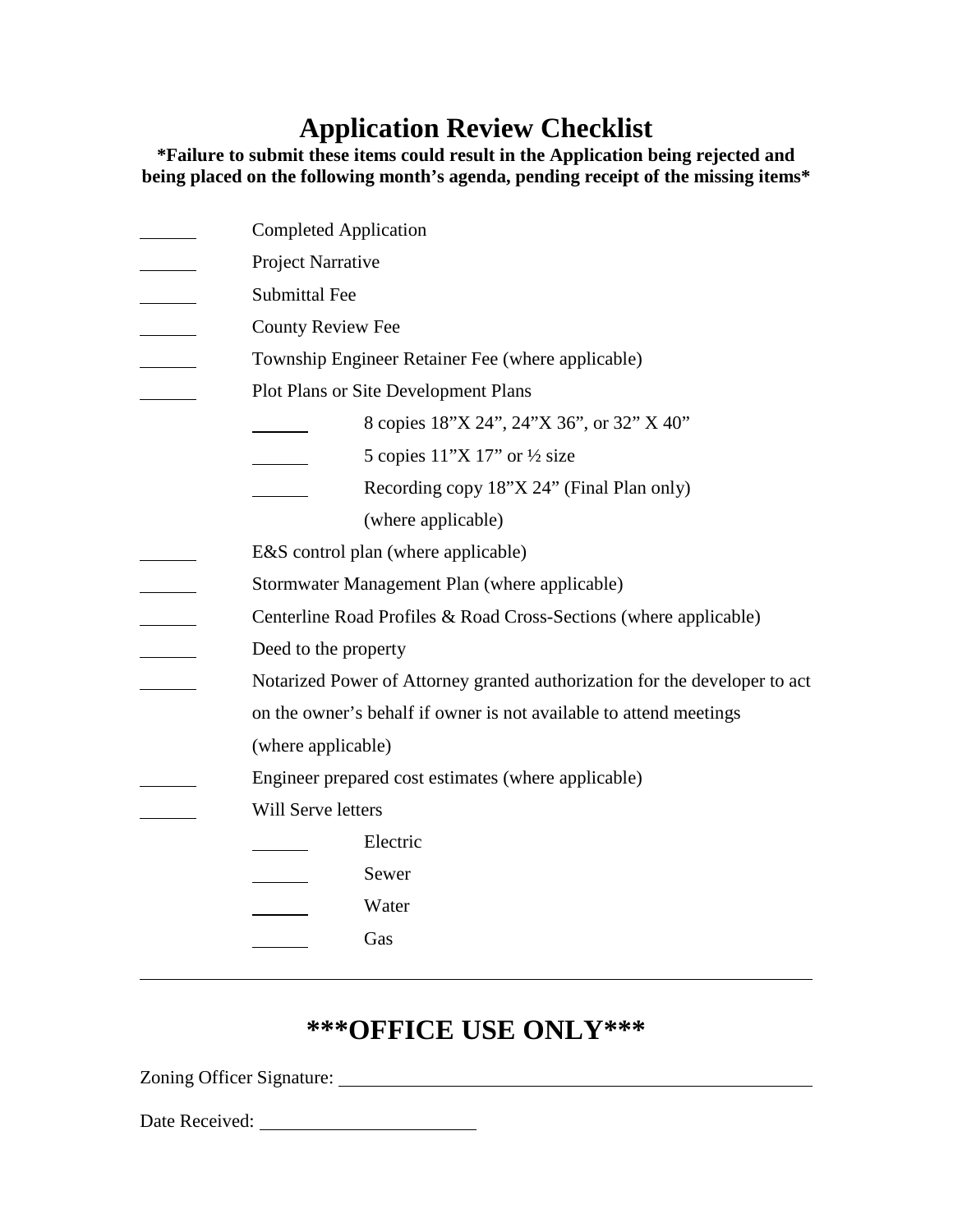# Application Review Checklist

**\*Failure to submit these items could result in the Application being rejected and being placed on the following month's agenda, pending receipt of the missing items\***

- ______ Completed Application
- ______ Project Narrative
- ______ Submittal Fee
- ______ County Review Fee
- ______ Township Engineer Retainer Fee (where applicable)
- ______ Plot Plans or Site Development Plans
  - ______ 8 copies 18"X 24", 24"X 36", or 32" X 40"
  - ______ 5 copies 11"X 17" or ½ size
  - ______ Recording copy 18"X 24" (Final Plan only) (where applicable)
- ______ E&S control plan (where applicable)
- ______ Stormwater Management Plan (where applicable)
- ______ Centerline Road Profiles & Road Cross-Sections (where applicable)
- ______ Deed to the property
- ______ Notarized Power of Attorney granted authorization for the developer to act on the owner's behalf if owner is not available to attend meetings (where applicable)
- ______ Engineer prepared cost estimates (where applicable)
- ______ Will Serve letters
  - ______ Electric
  - ______ Sewer
  - ______ Water
  - ______ Gas

---

## \*\*\*OFFICE USE ONLY\*\*\*

Zoning Officer Signature: ______________________________

Date Received: ______________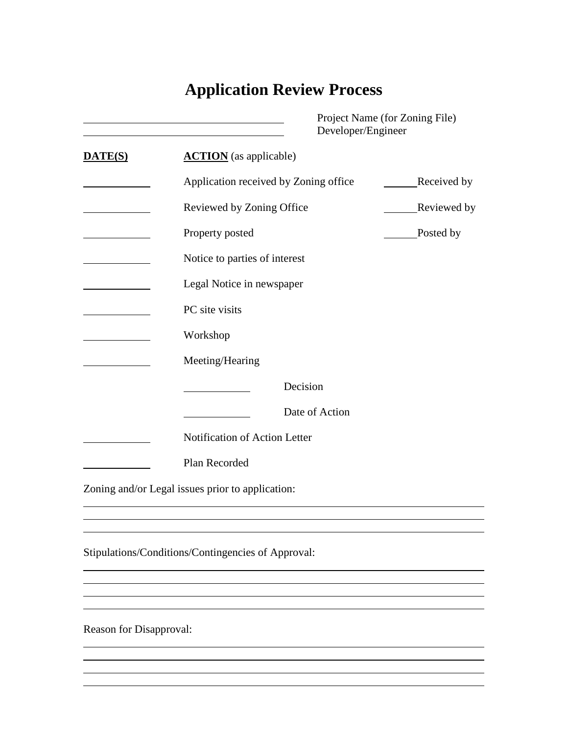# Application Review Process

\_\_\_\_\_\_\_\_\_\_\_\_\_\_\_\_\_\_\_\_\_\_\_\_\_\_\_\_\_\_\_\_ Project Name (for Zoning File)

\_\_\_\_\_\_\_\_\_\_\_\_\_\_\_\_\_\_\_\_\_\_\_\_\_\_\_\_\_\_\_\_ Developer/Engineer

| **DATE(S)** | **ACTION** (as applicable) | |
|---|---|---|
| \_\_\_\_\_\_\_\_\_\_ | Application received by Zoning office | \_\_\_\_\_Received by |
| \_\_\_\_\_\_\_\_\_\_ | Reviewed by Zoning Office | \_\_\_\_\_Reviewed by |
| \_\_\_\_\_\_\_\_\_\_ | Property posted | \_\_\_\_\_Posted by |
| \_\_\_\_\_\_\_\_\_\_ | Notice to parties of interest | |
| \_\_\_\_\_\_\_\_\_\_ | Legal Notice in newspaper | |
| \_\_\_\_\_\_\_\_\_\_ | PC site visits | |
| \_\_\_\_\_\_\_\_\_\_ | Workshop | |
| \_\_\_\_\_\_\_\_\_\_ | Meeting/Hearing | |
| | \_\_\_\_\_\_\_\_\_\_ Decision | |
| | \_\_\_\_\_\_\_\_\_\_ Date of Action | |
| \_\_\_\_\_\_\_\_\_\_ | Notification of Action Letter | |
| \_\_\_\_\_\_\_\_\_\_ | Plan Recorded | |

Zoning and/or Legal issues prior to application:

\_\_\_\_\_\_\_\_\_\_\_\_\_\_\_\_\_\_\_\_\_\_\_\_\_\_\_\_\_\_\_\_\_\_\_\_\_\_\_\_\_\_\_\_\_\_\_\_\_\_\_\_\_\_\_\_\_\_\_\_\_\_

\_\_\_\_\_\_\_\_\_\_\_\_\_\_\_\_\_\_\_\_\_\_\_\_\_\_\_\_\_\_\_\_\_\_\_\_\_\_\_\_\_\_\_\_\_\_\_\_\_\_\_\_\_\_\_\_\_\_\_\_\_\_

\_\_\_\_\_\_\_\_\_\_\_\_\_\_\_\_\_\_\_\_\_\_\_\_\_\_\_\_\_\_\_\_\_\_\_\_\_\_\_\_\_\_\_\_\_\_\_\_\_\_\_\_\_\_\_\_\_\_\_\_\_\_

Stipulations/Conditions/Contingencies of Approval:

\_\_\_\_\_\_\_\_\_\_\_\_\_\_\_\_\_\_\_\_\_\_\_\_\_\_\_\_\_\_\_\_\_\_\_\_\_\_\_\_\_\_\_\_\_\_\_\_\_\_\_\_\_\_\_\_\_\_\_\_\_\_

\_\_\_\_\_\_\_\_\_\_\_\_\_\_\_\_\_\_\_\_\_\_\_\_\_\_\_\_\_\_\_\_\_\_\_\_\_\_\_\_\_\_\_\_\_\_\_\_\_\_\_\_\_\_\_\_\_\_\_\_\_\_

\_\_\_\_\_\_\_\_\_\_\_\_\_\_\_\_\_\_\_\_\_\_\_\_\_\_\_\_\_\_\_\_\_\_\_\_\_\_\_\_\_\_\_\_\_\_\_\_\_\_\_\_\_\_\_\_\_\_\_\_\_\_

\_\_\_\_\_\_\_\_\_\_\_\_\_\_\_\_\_\_\_\_\_\_\_\_\_\_\_\_\_\_\_\_\_\_\_\_\_\_\_\_\_\_\_\_\_\_\_\_\_\_\_\_\_\_\_\_\_\_\_\_\_\_

Reason for Disapproval:

\_\_\_\_\_\_\_\_\_\_\_\_\_\_\_\_\_\_\_\_\_\_\_\_\_\_\_\_\_\_\_\_\_\_\_\_\_\_\_\_\_\_\_\_\_\_\_\_\_\_\_\_\_\_\_\_\_\_\_\_\_\_

\_\_\_\_\_\_\_\_\_\_\_\_\_\_\_\_\_\_\_\_\_\_\_\_\_\_\_\_\_\_\_\_\_\_\_\_\_\_\_\_\_\_\_\_\_\_\_\_\_\_\_\_\_\_\_\_\_\_\_\_\_\_

\_\_\_\_\_\_\_\_\_\_\_\_\_\_\_\_\_\_\_\_\_\_\_\_\_\_\_\_\_\_\_\_\_\_\_\_\_\_\_\_\_\_\_\_\_\_\_\_\_\_\_\_\_\_\_\_\_\_\_\_\_\_

\_\_\_\_\_\_\_\_\_\_\_\_\_\_\_\_\_\_\_\_\_\_\_\_\_\_\_\_\_\_\_\_\_\_\_\_\_\_\_\_\_\_\_\_\_\_\_\_\_\_\_\_\_\_\_\_\_\_\_\_\_\_